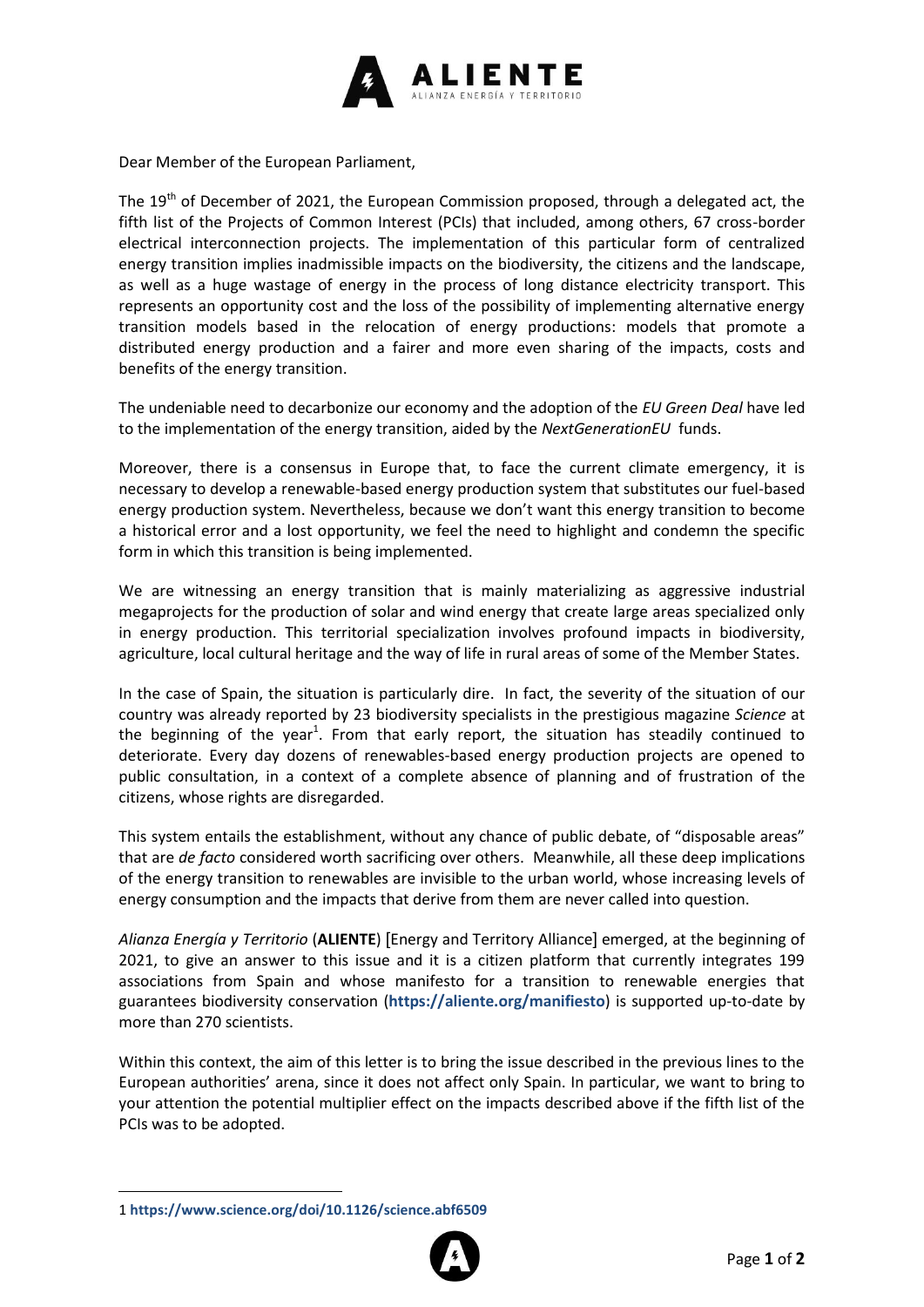Dear Member of the European Parliament,

The 19th of December of 2021, the European Commission proposed, through a delegated act, the fifth list of the Projects of Common Interest (PCIs) that included, among others, 67 cross-border electrical interconnection projects. The implementation of this particular form of centralized energy transition implies inadmissible impacts on the biodiversity, the citizens and the landscape, as well as a huge wastage of energy in the process of long distance electricity transport. This represents an opportunity cost and the loss of the possibility of implementing alternative energy transition models based in the relocation of energy productions: models that promote a distributed energy production and a fairer and more even sharing of the impacts, costs and benefits of the energy transition.

The undeniable need to decarbonize our economy and the adoption of the *EU Green Deal* have led to the implementation of the energy transition, aided by the *NextGenerationEU* funds.

Moreover, there is a consensus in Europe that, to face the current climate emergency, it is necessary to develop a renewable-based energy production system that substitutes our fuel-based energy production system. Nevertheless, because we don't want this energy transition to become a historical error and a lost opportunity, we feel the need to highlight and condemn the specific form in which this transition is being implemented.

We are witnessing an energy transition that is mainly materializing as aggressive industrial megaprojects for the production of solar and wind energy that create large areas specialized only in energy production. This territorial specialization involves profound impacts in biodiversity, agriculture, local cultural heritage and the way of life in rural areas of some of the Member States.

In the case of Spain, the situation is particularly dire. In fact, the severity of the situation of our country was already reported by 23 biodiversity specialists in the prestigious magazine *Science* at the beginning of the year[1]. From that early report, the situation has steadily continued to deteriorate. Every day dozens of renewables-based energy production projects are opened to public consultation, in a context of a complete absence of planning and of frustration of the citizens, whose rights are disregarded.

This system entails the establishment, without any chance of public debate, of "disposable areas" that are *de facto* considered worth sacrificing over others. Meanwhile, all these deep implications of the energy transition to renewables are invisible to the urban world, whose increasing levels of energy consumption and the impacts that derive from them are never called into question.

*Alianza Energía y Territorio* (**ALIENTE**) [Energy and Territory Alliance] emerged, at the beginning of 2021, to give an answer to this issue and it is a citizen platform that currently integrates 199 associations from Spain and whose manifesto for a transition to renewable energies that guarantees biodiversity conservation (**https://aliente.org/manifiesto**) is supported up-to-date by more than 270 scientists.

Within this context, the aim of this letter is to bring the issue described in the previous lines to the European authorities' arena, since it does not affect only Spain. In particular, we want to bring to your attention the potential multiplier effect on the impacts described above if the fifth list of the PCIs was to be adopted.

---

1 **https://www.science.org/doi/10.1126/science.abf6509**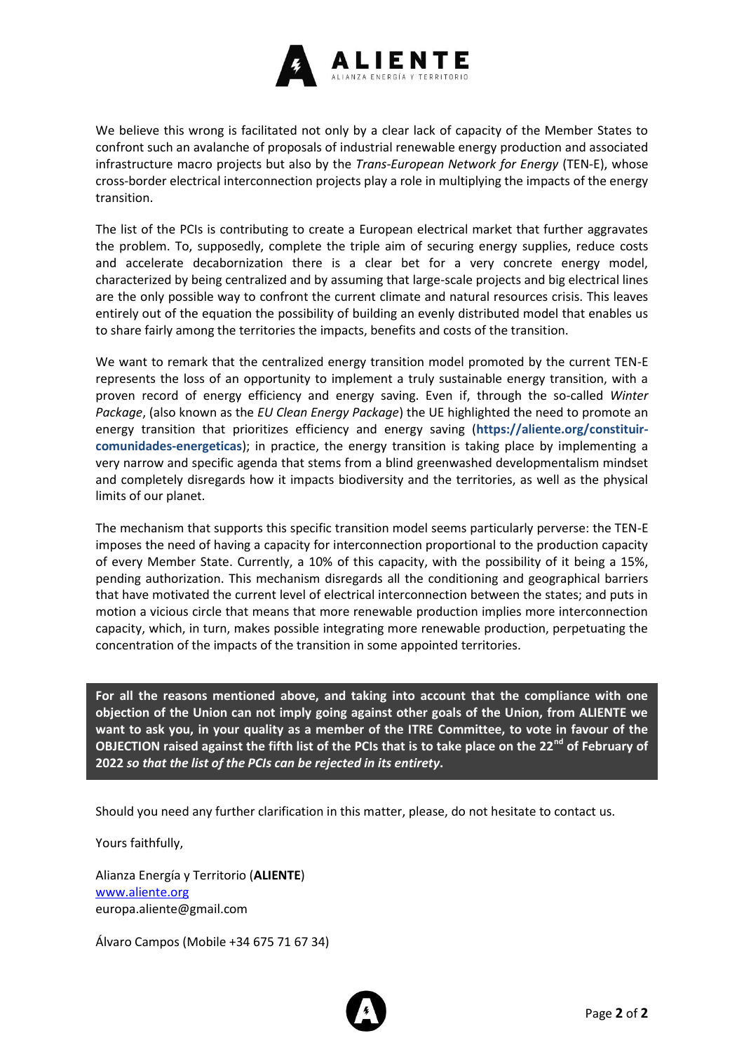We believe this wrong is facilitated not only by a clear lack of capacity of the Member States to confront such an avalanche of proposals of industrial renewable energy production and associated infrastructure macro projects but also by the *Trans-European Network for Energy* (TEN-E), whose cross-border electrical interconnection projects play a role in multiplying the impacts of the energy transition.

The list of the PCIs is contributing to create a European electrical market that further aggravates the problem. To, supposedly, complete the triple aim of securing energy supplies, reduce costs and accelerate decabornization there is a clear bet for a very concrete energy model, characterized by being centralized and by assuming that large-scale projects and big electrical lines are the only possible way to confront the current climate and natural resources crisis. This leaves entirely out of the equation the possibility of building an evenly distributed model that enables us to share fairly among the territories the impacts, benefits and costs of the transition.

We want to remark that the centralized energy transition model promoted by the current TEN-E represents the loss of an opportunity to implement a truly sustainable energy transition, with a proven record of energy efficiency and energy saving. Even if, through the so-called *Winter Package*, (also known as the *EU Clean Energy Package*) the UE highlighted the need to promote an energy transition that prioritizes efficiency and energy saving (**https://aliente.org/constituir-comunidades-energeticas**); in practice, the energy transition is taking place by implementing a very narrow and specific agenda that stems from a blind greenwashed developmentalism mindset and completely disregards how it impacts biodiversity and the territories, as well as the physical limits of our planet.

The mechanism that supports this specific transition model seems particularly perverse: the TEN-E imposes the need of having a capacity for interconnection proportional to the production capacity of every Member State. Currently, a 10% of this capacity, with the possibility of it being a 15%, pending authorization. This mechanism disregards all the conditioning and geographical barriers that have motivated the current level of electrical interconnection between the states; and puts in motion a vicious circle that means that more renewable production implies more interconnection capacity, which, in turn, makes possible integrating more renewable production, perpetuating the concentration of the impacts of the transition in some appointed territories.

**For all the reasons mentioned above, and taking into account that the compliance with one objection of the Union can not imply going against other goals of the Union, from ALIENTE we want to ask you, in your quality as a member of the ITRE Committee, to vote in favour of the OBJECTION raised against the fifth list of the PCIs that is to take place on the 22nd of February of 2022 *so that the list of the PCIs can be rejected in its entirety*.**

Should you need any further clarification in this matter, please, do not hesitate to contact us.

Yours faithfully,

Alianza Energía y Territorio (**ALIENTE**)
www.aliente.org
europa.aliente@gmail.com

Álvaro Campos (Mobile +34 675 71 67 34)